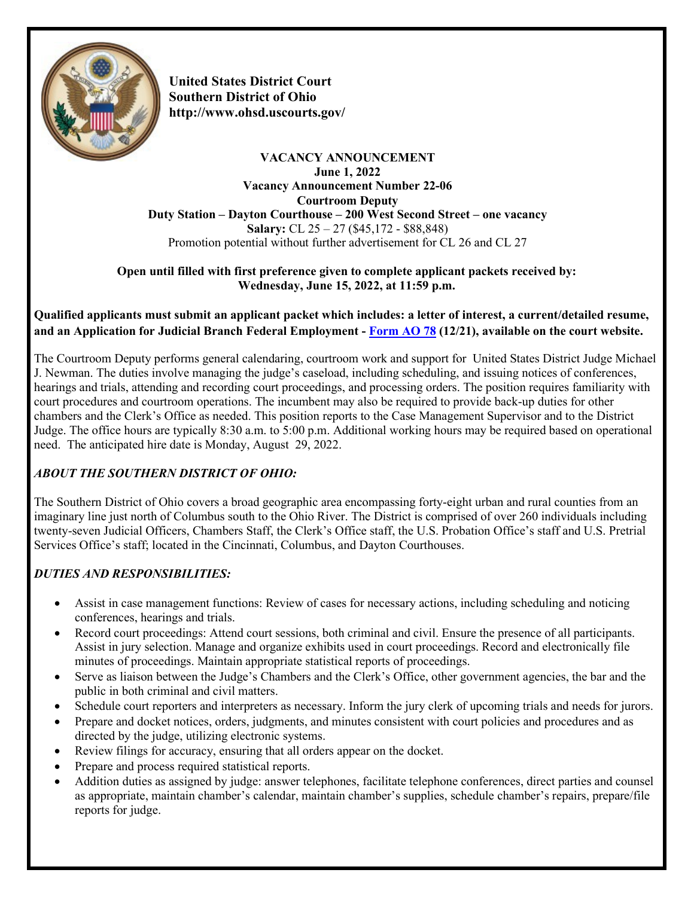**United States District Court**
**Southern District of Ohio**
**http://www.ohsd.uscourts.gov/**

**VACANCY ANNOUNCEMENT**
**June 1, 2022**
**Vacancy Announcement Number 22-06**
**Courtroom Deputy**
**Duty Station – Dayton Courthouse – 200 West Second Street – one vacancy**
**Salary:** CL 25 – 27 ($45,172 - $88,848)
Promotion potential without further advertisement for CL 26 and CL 27

**Open until filled with first preference given to complete applicant packets received by:**
**Wednesday, June 15, 2022, at 11:59 p.m.**

**Qualified applicants must submit an applicant packet which includes: a letter of interest, a current/detailed resume, and an Application for Judicial Branch Federal Employment - Form AO 78 (12/21), available on the court website.**

The Courtroom Deputy performs general calendaring, courtroom work and support for United States District Judge Michael J. Newman. The duties involve managing the judge's caseload, including scheduling, and issuing notices of conferences, hearings and trials, attending and recording court proceedings, and processing orders. The position requires familiarity with court procedures and courtroom operations. The incumbent may also be required to provide back-up duties for other chambers and the Clerk's Office as needed. This position reports to the Case Management Supervisor and to the District Judge. The office hours are typically 8:30 a.m. to 5:00 p.m. Additional working hours may be required based on operational need. The anticipated hire date is Monday, August 29, 2022.

## *ABOUT THE SOUTHERN DISTRICT OF OHIO:*

The Southern District of Ohio covers a broad geographic area encompassing forty-eight urban and rural counties from an imaginary line just north of Columbus south to the Ohio River. The District is comprised of over 260 individuals including twenty-seven Judicial Officers, Chambers Staff, the Clerk's Office staff, the U.S. Probation Office's staff and U.S. Pretrial Services Office's staff; located in the Cincinnati, Columbus, and Dayton Courthouses.

## *DUTIES AND RESPONSIBILITIES:*

- Assist in case management functions: Review of cases for necessary actions, including scheduling and noticing conferences, hearings and trials.
- Record court proceedings: Attend court sessions, both criminal and civil. Ensure the presence of all participants. Assist in jury selection. Manage and organize exhibits used in court proceedings. Record and electronically file minutes of proceedings. Maintain appropriate statistical reports of proceedings.
- Serve as liaison between the Judge's Chambers and the Clerk's Office, other government agencies, the bar and the public in both criminal and civil matters.
- Schedule court reporters and interpreters as necessary. Inform the jury clerk of upcoming trials and needs for jurors.
- Prepare and docket notices, orders, judgments, and minutes consistent with court policies and procedures and as directed by the judge, utilizing electronic systems.
- Review filings for accuracy, ensuring that all orders appear on the docket.
- Prepare and process required statistical reports.
- Addition duties as assigned by judge: answer telephones, facilitate telephone conferences, direct parties and counsel as appropriate, maintain chamber's calendar, maintain chamber's supplies, schedule chamber's repairs, prepare/file reports for judge.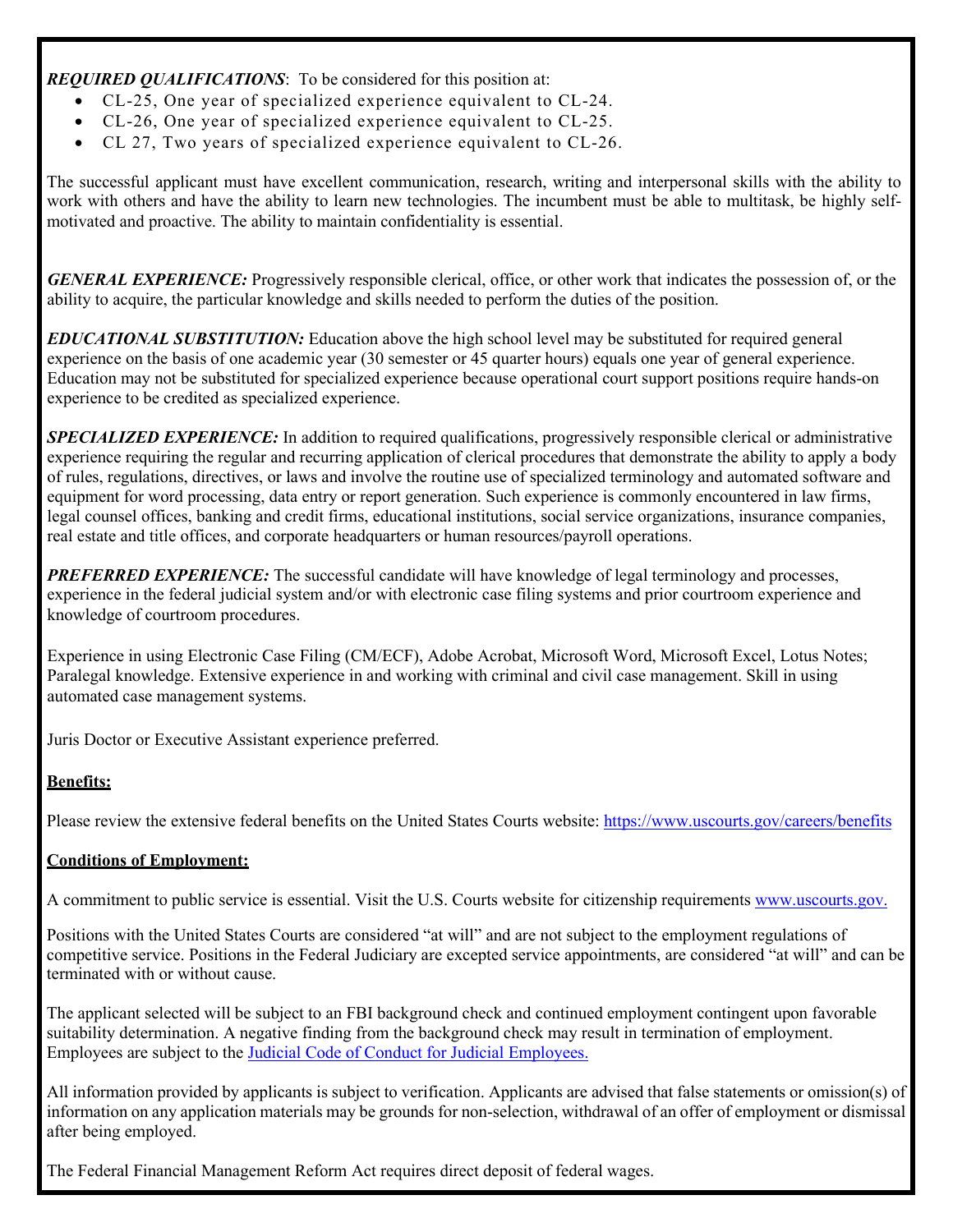***REQUIRED QUALIFICATIONS***: To be considered for this position at:

- CL-25, One year of specialized experience equivalent to CL-24.
- CL-26, One year of specialized experience equivalent to CL-25.
- CL 27, Two years of specialized experience equivalent to CL-26.

The successful applicant must have excellent communication, research, writing and interpersonal skills with the ability to work with others and have the ability to learn new technologies. The incumbent must be able to multitask, be highly self-motivated and proactive. The ability to maintain confidentiality is essential.

***GENERAL EXPERIENCE:*** Progressively responsible clerical, office, or other work that indicates the possession of, or the ability to acquire, the particular knowledge and skills needed to perform the duties of the position.

***EDUCATIONAL SUBSTITUTION:*** Education above the high school level may be substituted for required general experience on the basis of one academic year (30 semester or 45 quarter hours) equals one year of general experience. Education may not be substituted for specialized experience because operational court support positions require hands-on experience to be credited as specialized experience.

***SPECIALIZED EXPERIENCE:*** In addition to required qualifications, progressively responsible clerical or administrative experience requiring the regular and recurring application of clerical procedures that demonstrate the ability to apply a body of rules, regulations, directives, or laws and involve the routine use of specialized terminology and automated software and equipment for word processing, data entry or report generation. Such experience is commonly encountered in law firms, legal counsel offices, banking and credit firms, educational institutions, social service organizations, insurance companies, real estate and title offices, and corporate headquarters or human resources/payroll operations.

***PREFERRED EXPERIENCE:*** The successful candidate will have knowledge of legal terminology and processes, experience in the federal judicial system and/or with electronic case filing systems and prior courtroom experience and knowledge of courtroom procedures.

Experience in using Electronic Case Filing (CM/ECF), Adobe Acrobat, Microsoft Word, Microsoft Excel, Lotus Notes; Paralegal knowledge. Extensive experience in and working with criminal and civil case management. Skill in using automated case management systems.

Juris Doctor or Executive Assistant experience preferred.

**Benefits:**

Please review the extensive federal benefits on the United States Courts website: https://www.uscourts.gov/careers/benefits

**Conditions of Employment:**

A commitment to public service is essential. Visit the U.S. Courts website for citizenship requirements www.uscourts.gov.

Positions with the United States Courts are considered "at will" and are not subject to the employment regulations of competitive service. Positions in the Federal Judiciary are excepted service appointments, are considered "at will" and can be terminated with or without cause.

The applicant selected will be subject to an FBI background check and continued employment contingent upon favorable suitability determination. A negative finding from the background check may result in termination of employment. Employees are subject to the Judicial Code of Conduct for Judicial Employees.

All information provided by applicants is subject to verification. Applicants are advised that false statements or omission(s) of information on any application materials may be grounds for non-selection, withdrawal of an offer of employment or dismissal after being employed.

The Federal Financial Management Reform Act requires direct deposit of federal wages.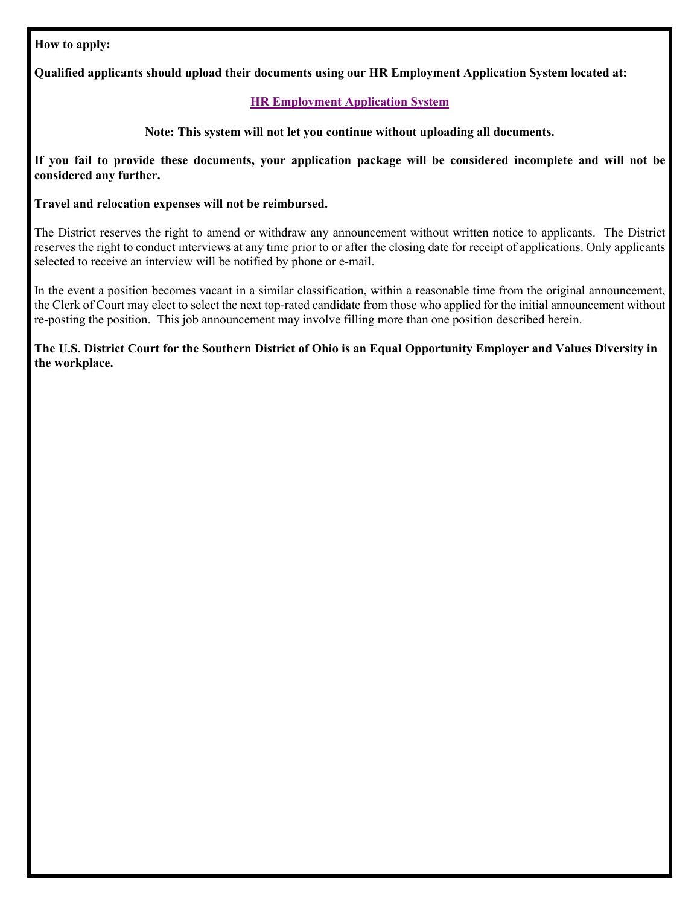**How to apply:**

**Qualified applicants should upload their documents using our HR Employment Application System located at:**

**HR Employment Application System**

**Note: This system will not let you continue without uploading all documents.**

**If you fail to provide these documents, your application package will be considered incomplete and will not be considered any further.**

**Travel and relocation expenses will not be reimbursed.**

The District reserves the right to amend or withdraw any announcement without written notice to applicants. The District reserves the right to conduct interviews at any time prior to or after the closing date for receipt of applications. Only applicants selected to receive an interview will be notified by phone or e-mail.

In the event a position becomes vacant in a similar classification, within a reasonable time from the original announcement, the Clerk of Court may elect to select the next top-rated candidate from those who applied for the initial announcement without re-posting the position. This job announcement may involve filling more than one position described herein.

**The U.S. District Court for the Southern District of Ohio is an Equal Opportunity Employer and Values Diversity in the workplace.**